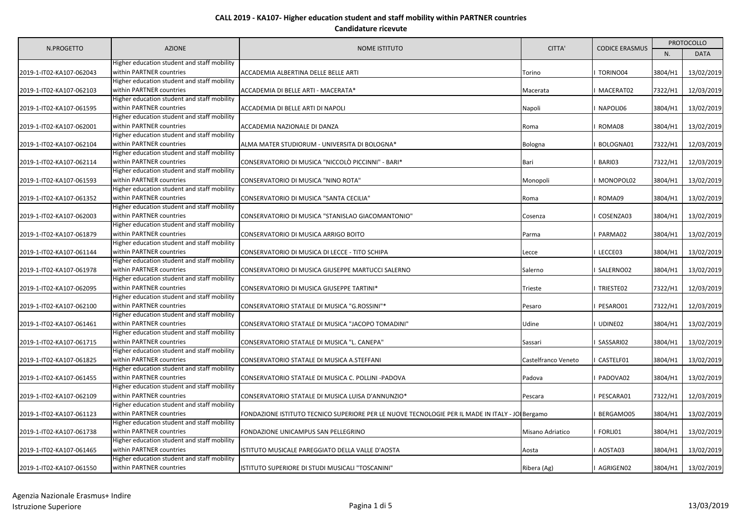**CALL 2019 - KA107- Higher education student and staff mobility within PARTNER countries**

**Candidature ricevute**

| N.PROGETTO | AZIONE | NOME ISTITUTO | CITTA' | CODICE ERASMUS | PROTOCOLLO | |
|---|---|---|---|---|---|---|
| | | | | | N. | DATA |
| 2019-1-IT02-KA107-062043 | Higher education student and staff mobility within PARTNER countries | ACCADEMIA ALBERTINA DELLE BELLE ARTI | Torino | I TORINO04 | 3804/H1 | 13/02/2019 |
| 2019-1-IT02-KA107-062103 | Higher education student and staff mobility within PARTNER countries | ACCADEMIA DI BELLE ARTI - MACERATA* | Macerata | I MACERAT02 | 7322/H1 | 12/03/2019 |
| 2019-1-IT02-KA107-061595 | Higher education student and staff mobility within PARTNER countries | ACCADEMIA DI BELLE ARTI DI NAPOLI | Napoli | I NAPOLI06 | 3804/H1 | 13/02/2019 |
| 2019-1-IT02-KA107-062001 | Higher education student and staff mobility within PARTNER countries | ACCADEMIA NAZIONALE DI DANZA | Roma | I ROMA08 | 3804/H1 | 13/02/2019 |
| 2019-1-IT02-KA107-062104 | Higher education student and staff mobility within PARTNER countries | ALMA MATER STUDIORUM - UNIVERSITA DI BOLOGNA* | Bologna | I BOLOGNA01 | 7322/H1 | 12/03/2019 |
| 2019-1-IT02-KA107-062114 | Higher education student and staff mobility within PARTNER countries | CONSERVATORIO DI MUSICA "NICCOLÒ PICCINNI" - BARI* | Bari | I BARI03 | 7322/H1 | 12/03/2019 |
| 2019-1-IT02-KA107-061593 | Higher education student and staff mobility within PARTNER countries | CONSERVATORIO DI MUSICA "NINO ROTA" | Monopoli | I MONOPOL02 | 3804/H1 | 13/02/2019 |
| 2019-1-IT02-KA107-061352 | Higher education student and staff mobility within PARTNER countries | CONSERVATORIO DI MUSICA "SANTA CECILIA" | Roma | I ROMA09 | 3804/H1 | 13/02/2019 |
| 2019-1-IT02-KA107-062003 | Higher education student and staff mobility within PARTNER countries | CONSERVATORIO DI MUSICA "STANISLAO GIACOMANTONIO" | Cosenza | I COSENZA03 | 3804/H1 | 13/02/2019 |
| 2019-1-IT02-KA107-061879 | Higher education student and staff mobility within PARTNER countries | CONSERVATORIO DI MUSICA ARRIGO BOITO | Parma | I PARMA02 | 3804/H1 | 13/02/2019 |
| 2019-1-IT02-KA107-061144 | Higher education student and staff mobility within PARTNER countries | CONSERVATORIO DI MUSICA DI LECCE - TITO SCHIPA | Lecce | I LECCE03 | 3804/H1 | 13/02/2019 |
| 2019-1-IT02-KA107-061978 | Higher education student and staff mobility within PARTNER countries | CONSERVATORIO DI MUSICA GIUSEPPE MARTUCCI SALERNO | Salerno | I SALERNO02 | 3804/H1 | 13/02/2019 |
| 2019-1-IT02-KA107-062095 | Higher education student and staff mobility within PARTNER countries | CONSERVATORIO DI MUSICA GIUSEPPE TARTINI* | Trieste | I TRIESTE02 | 7322/H1 | 12/03/2019 |
| 2019-1-IT02-KA107-062100 | Higher education student and staff mobility within PARTNER countries | CONSERVATORIO STATALE DI MUSICA "G.ROSSINI"* | Pesaro | I PESARO01 | 7322/H1 | 12/03/2019 |
| 2019-1-IT02-KA107-061461 | Higher education student and staff mobility within PARTNER countries | CONSERVATORIO STATALE DI MUSICA "JACOPO TOMADINI" | Udine | I UDINE02 | 3804/H1 | 13/02/2019 |
| 2019-1-IT02-KA107-061715 | Higher education student and staff mobility within PARTNER countries | CONSERVATORIO STATALE DI MUSICA "L. CANEPA" | Sassari | I SASSARI02 | 3804/H1 | 13/02/2019 |
| 2019-1-IT02-KA107-061825 | Higher education student and staff mobility within PARTNER countries | CONSERVATORIO STATALE DI MUSICA A.STEFFANI | Castelfranco Veneto | I CASTELF01 | 3804/H1 | 13/02/2019 |
| 2019-1-IT02-KA107-061455 | Higher education student and staff mobility within PARTNER countries | CONSERVATORIO STATALE DI MUSICA C. POLLINI -PADOVA | Padova | I PADOVA02 | 3804/H1 | 13/02/2019 |
| 2019-1-IT02-KA107-062109 | Higher education student and staff mobility within PARTNER countries | CONSERVATORIO STATALE DI MUSICA LUISA D'ANNUNZIO* | Pescara | I PESCARA01 | 7322/H1 | 12/03/2019 |
| 2019-1-IT02-KA107-061123 | Higher education student and staff mobility within PARTNER countries | FONDAZIONE ISTITUTO TECNICO SUPERIORE PER LE NUOVE TECNOLOGIE PER IL MADE IN ITALY - JO | Bergamo | I BERGAMO05 | 3804/H1 | 13/02/2019 |
| 2019-1-IT02-KA107-061738 | Higher education student and staff mobility within PARTNER countries | FONDAZIONE UNICAMPUS SAN PELLEGRINO | Misano Adriatico | I FORLI01 | 3804/H1 | 13/02/2019 |
| 2019-1-IT02-KA107-061465 | Higher education student and staff mobility within PARTNER countries | ISTITUTO MUSICALE PAREGGIATO DELLA VALLE D'AOSTA | Aosta | I AOSTA03 | 3804/H1 | 13/02/2019 |
| 2019-1-IT02-KA107-061550 | Higher education student and staff mobility within PARTNER countries | ISTITUTO SUPERIORE DI STUDI MUSICALI "TOSCANINI" | Ribera (Ag) | I AGRIGEN02 | 3804/H1 | 13/02/2019 |

Agenzia Nazionale Erasmus+ Indire
Istruzione Superiore

13/03/2019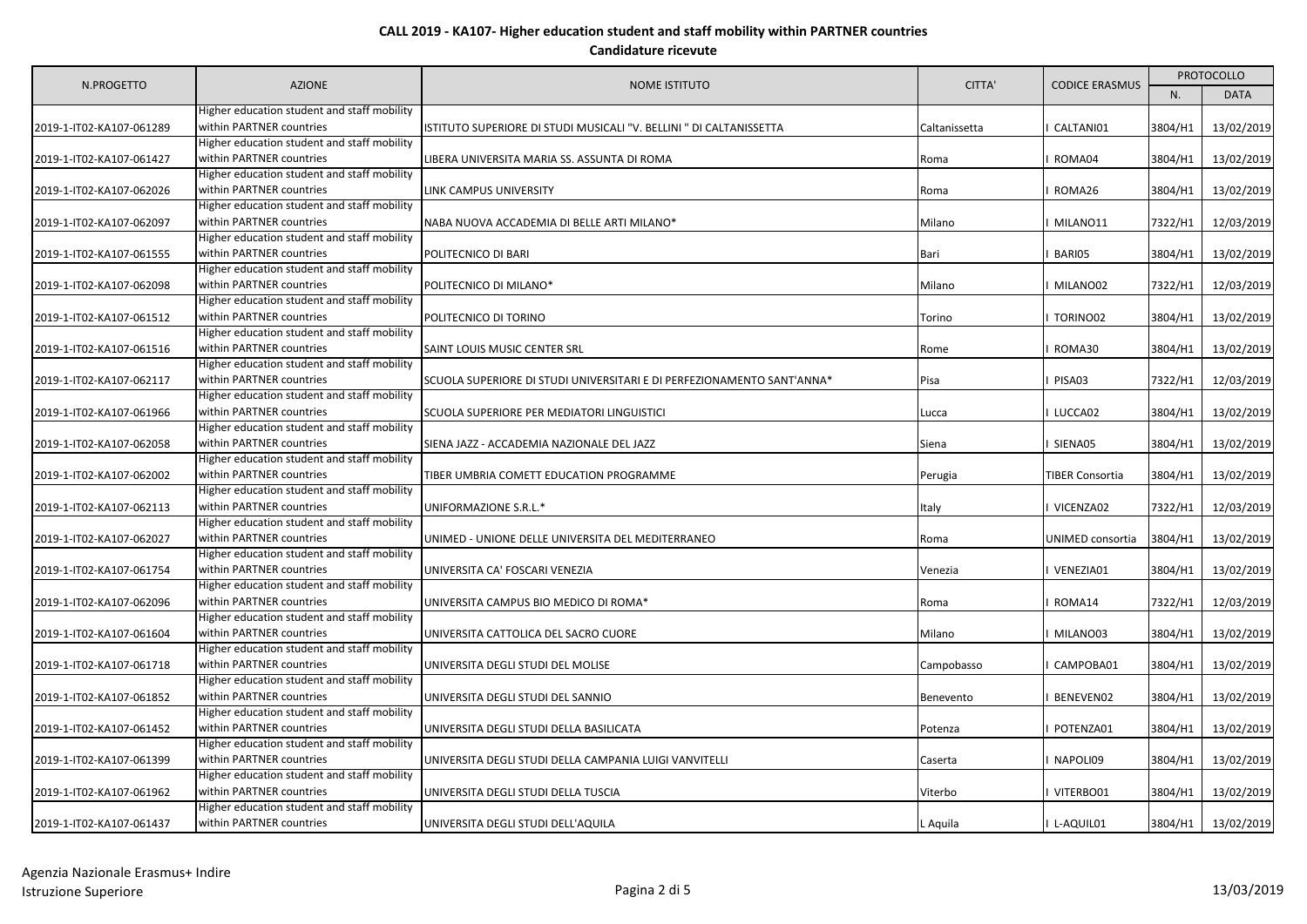# CALL 2019 - KA107- Higher education student and staff mobility within PARTNER countries

## Candidature ricevute

| N.PROGETTO | AZIONE | NOME ISTITUTO | CITTA' | CODICE ERASMUS | PROTOCOLLO | |
|---|---|---|---|---|---|---|
| | | | | | N. | DATA |
| 2019-1-IT02-KA107-061289 | Higher education student and staff mobility within PARTNER countries | ISTITUTO SUPERIORE DI STUDI MUSICALI "V. BELLINI " DI CALTANISSETTA | Caltanissetta | I CALTANI01 | 3804/H1 | 13/02/2019 |
| 2019-1-IT02-KA107-061427 | Higher education student and staff mobility within PARTNER countries | LIBERA UNIVERSITA MARIA SS. ASSUNTA DI ROMA | Roma | I ROMA04 | 3804/H1 | 13/02/2019 |
| 2019-1-IT02-KA107-062026 | Higher education student and staff mobility within PARTNER countries | LINK CAMPUS UNIVERSITY | Roma | I ROMA26 | 3804/H1 | 13/02/2019 |
| 2019-1-IT02-KA107-062097 | Higher education student and staff mobility within PARTNER countries | NABA NUOVA ACCADEMIA DI BELLE ARTI MILANO* | Milano | I MILANO11 | 7322/H1 | 12/03/2019 |
| 2019-1-IT02-KA107-061555 | Higher education student and staff mobility within PARTNER countries | POLITECNICO DI BARI | Bari | I BARI05 | 3804/H1 | 13/02/2019 |
| 2019-1-IT02-KA107-062098 | Higher education student and staff mobility within PARTNER countries | POLITECNICO DI MILANO* | Milano | I MILANO02 | 7322/H1 | 12/03/2019 |
| 2019-1-IT02-KA107-061512 | Higher education student and staff mobility within PARTNER countries | POLITECNICO DI TORINO | Torino | I TORINO02 | 3804/H1 | 13/02/2019 |
| 2019-1-IT02-KA107-061516 | Higher education student and staff mobility within PARTNER countries | SAINT LOUIS MUSIC CENTER SRL | Rome | I ROMA30 | 3804/H1 | 13/02/2019 |
| 2019-1-IT02-KA107-062117 | Higher education student and staff mobility within PARTNER countries | SCUOLA SUPERIORE DI STUDI UNIVERSITARI E DI PERFEZIONAMENTO SANT'ANNA* | Pisa | I PISA03 | 7322/H1 | 12/03/2019 |
| 2019-1-IT02-KA107-061966 | Higher education student and staff mobility within PARTNER countries | SCUOLA SUPERIORE PER MEDIATORI LINGUISTICI | Lucca | I LUCCA02 | 3804/H1 | 13/02/2019 |
| 2019-1-IT02-KA107-062058 | Higher education student and staff mobility within PARTNER countries | SIENA JAZZ - ACCADEMIA NAZIONALE DEL JAZZ | Siena | I SIENA05 | 3804/H1 | 13/02/2019 |
| 2019-1-IT02-KA107-062002 | Higher education student and staff mobility within PARTNER countries | TIBER UMBRIA COMETT EDUCATION PROGRAMME | Perugia | TIBER Consortia | 3804/H1 | 13/02/2019 |
| 2019-1-IT02-KA107-062113 | Higher education student and staff mobility within PARTNER countries | UNIFORMAZIONE S.R.L.* | Italy | I VICENZA02 | 7322/H1 | 12/03/2019 |
| 2019-1-IT02-KA107-062027 | Higher education student and staff mobility within PARTNER countries | UNIMED - UNIONE DELLE UNIVERSITA DEL MEDITERRANEO | Roma | UNIMED consortia | 3804/H1 | 13/02/2019 |
| 2019-1-IT02-KA107-061754 | Higher education student and staff mobility within PARTNER countries | UNIVERSITA CA' FOSCARI VENEZIA | Venezia | I VENEZIA01 | 3804/H1 | 13/02/2019 |
| 2019-1-IT02-KA107-062096 | Higher education student and staff mobility within PARTNER countries | UNIVERSITA CAMPUS BIO MEDICO DI ROMA* | Roma | I ROMA14 | 7322/H1 | 12/03/2019 |
| 2019-1-IT02-KA107-061604 | Higher education student and staff mobility within PARTNER countries | UNIVERSITA CATTOLICA DEL SACRO CUORE | Milano | I MILANO03 | 3804/H1 | 13/02/2019 |
| 2019-1-IT02-KA107-061718 | Higher education student and staff mobility within PARTNER countries | UNIVERSITA DEGLI STUDI DEL MOLISE | Campobasso | I CAMPOBA01 | 3804/H1 | 13/02/2019 |
| 2019-1-IT02-KA107-061852 | Higher education student and staff mobility within PARTNER countries | UNIVERSITA DEGLI STUDI DEL SANNIO | Benevento | I BENEVEN02 | 3804/H1 | 13/02/2019 |
| 2019-1-IT02-KA107-061452 | Higher education student and staff mobility within PARTNER countries | UNIVERSITA DEGLI STUDI DELLA BASILICATA | Potenza | I POTENZA01 | 3804/H1 | 13/02/2019 |
| 2019-1-IT02-KA107-061399 | Higher education student and staff mobility within PARTNER countries | UNIVERSITA DEGLI STUDI DELLA CAMPANIA LUIGI VANVITELLI | Caserta | I NAPOLI09 | 3804/H1 | 13/02/2019 |
| 2019-1-IT02-KA107-061962 | Higher education student and staff mobility within PARTNER countries | UNIVERSITA DEGLI STUDI DELLA TUSCIA | Viterbo | I VITERBO01 | 3804/H1 | 13/02/2019 |
| 2019-1-IT02-KA107-061437 | Higher education student and staff mobility within PARTNER countries | UNIVERSITA DEGLI STUDI DELL'AQUILA | L Aquila | I L-AQUIL01 | 3804/H1 | 13/02/2019 |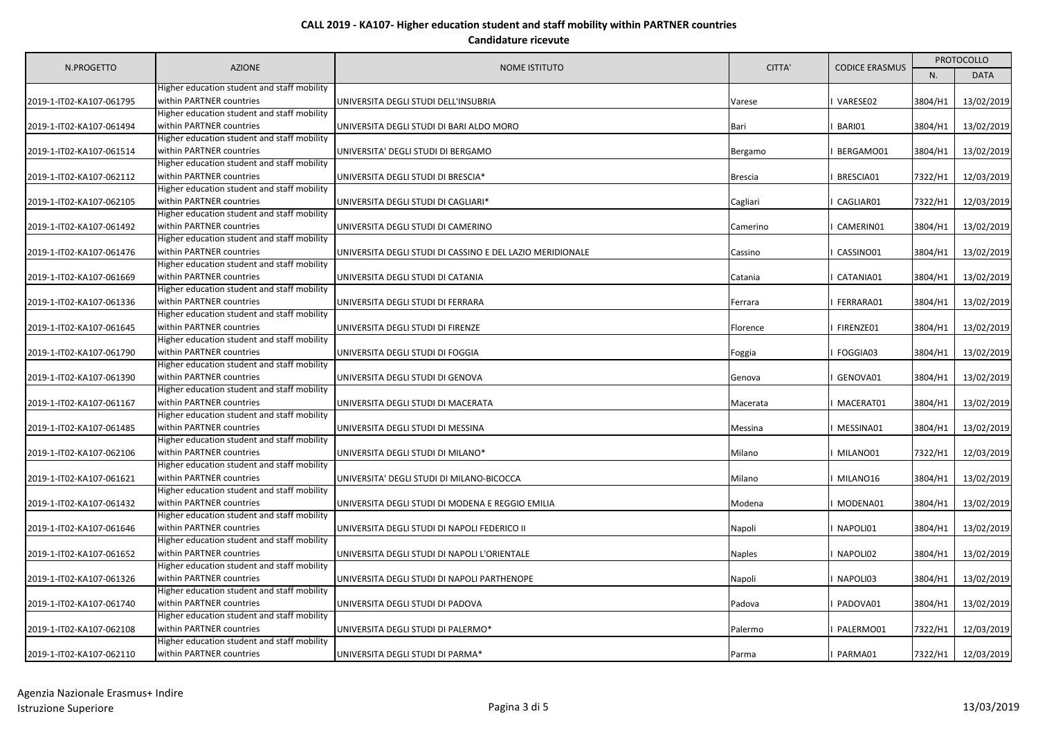## CALL 2019 - KA107- Higher education student and staff mobility within PARTNER countries

**Candidature ricevute**

| N.PROGETTO | AZIONE | NOME ISTITUTO | CITTA' | CODICE ERASMUS | PROTOCOLLO | |
|---|---|---|---|---|---|---|
| | | | | | N. | DATA |
| 2019-1-IT02-KA107-061795 | Higher education student and staff mobility within PARTNER countries | UNIVERSITA DEGLI STUDI DELL'INSUBRIA | Varese | I VARESE02 | 3804/H1 | 13/02/2019 |
| 2019-1-IT02-KA107-061494 | Higher education student and staff mobility within PARTNER countries | UNIVERSITA DEGLI STUDI DI BARI ALDO MORO | Bari | I BARI01 | 3804/H1 | 13/02/2019 |
| 2019-1-IT02-KA107-061514 | Higher education student and staff mobility within PARTNER countries | UNIVERSITA' DEGLI STUDI DI BERGAMO | Bergamo | I BERGAMO01 | 3804/H1 | 13/02/2019 |
| 2019-1-IT02-KA107-062112 | Higher education student and staff mobility within PARTNER countries | UNIVERSITA DEGLI STUDI DI BRESCIA* | Brescia | I BRESCIA01 | 7322/H1 | 12/03/2019 |
| 2019-1-IT02-KA107-062105 | Higher education student and staff mobility within PARTNER countries | UNIVERSITA DEGLI STUDI DI CAGLIARI* | Cagliari | I CAGLIAR01 | 7322/H1 | 12/03/2019 |
| 2019-1-IT02-KA107-061492 | Higher education student and staff mobility within PARTNER countries | UNIVERSITA DEGLI STUDI DI CAMERINO | Camerino | I CAMERIN01 | 3804/H1 | 13/02/2019 |
| 2019-1-IT02-KA107-061476 | Higher education student and staff mobility within PARTNER countries | UNIVERSITA DEGLI STUDI DI CASSINO E DEL LAZIO MERIDIONALE | Cassino | I CASSINO01 | 3804/H1 | 13/02/2019 |
| 2019-1-IT02-KA107-061669 | Higher education student and staff mobility within PARTNER countries | UNIVERSITA DEGLI STUDI DI CATANIA | Catania | I CATANIA01 | 3804/H1 | 13/02/2019 |
| 2019-1-IT02-KA107-061336 | Higher education student and staff mobility within PARTNER countries | UNIVERSITA DEGLI STUDI DI FERRARA | Ferrara | I FERRARA01 | 3804/H1 | 13/02/2019 |
| 2019-1-IT02-KA107-061645 | Higher education student and staff mobility within PARTNER countries | UNIVERSITA DEGLI STUDI DI FIRENZE | Florence | I FIRENZE01 | 3804/H1 | 13/02/2019 |
| 2019-1-IT02-KA107-061790 | Higher education student and staff mobility within PARTNER countries | UNIVERSITA DEGLI STUDI DI FOGGIA | Foggia | I FOGGIA03 | 3804/H1 | 13/02/2019 |
| 2019-1-IT02-KA107-061390 | Higher education student and staff mobility within PARTNER countries | UNIVERSITA DEGLI STUDI DI GENOVA | Genova | I GENOVA01 | 3804/H1 | 13/02/2019 |
| 2019-1-IT02-KA107-061167 | Higher education student and staff mobility within PARTNER countries | UNIVERSITA DEGLI STUDI DI MACERATA | Macerata | I MACERAT01 | 3804/H1 | 13/02/2019 |
| 2019-1-IT02-KA107-061485 | Higher education student and staff mobility within PARTNER countries | UNIVERSITA DEGLI STUDI DI MESSINA | Messina | I MESSINA01 | 3804/H1 | 13/02/2019 |
| 2019-1-IT02-KA107-062106 | Higher education student and staff mobility within PARTNER countries | UNIVERSITA DEGLI STUDI DI MILANO* | Milano | I MILANO01 | 7322/H1 | 12/03/2019 |
| 2019-1-IT02-KA107-061621 | Higher education student and staff mobility within PARTNER countries | UNIVERSITA' DEGLI STUDI DI MILANO-BICOCCA | Milano | I MILANO16 | 3804/H1 | 13/02/2019 |
| 2019-1-IT02-KA107-061432 | Higher education student and staff mobility within PARTNER countries | UNIVERSITA DEGLI STUDI DI MODENA E REGGIO EMILIA | Modena | I MODENA01 | 3804/H1 | 13/02/2019 |
| 2019-1-IT02-KA107-061646 | Higher education student and staff mobility within PARTNER countries | UNIVERSITA DEGLI STUDI DI NAPOLI FEDERICO II | Napoli | I NAPOLI01 | 3804/H1 | 13/02/2019 |
| 2019-1-IT02-KA107-061652 | Higher education student and staff mobility within PARTNER countries | UNIVERSITA DEGLI STUDI DI NAPOLI L'ORIENTALE | Naples | I NAPOLI02 | 3804/H1 | 13/02/2019 |
| 2019-1-IT02-KA107-061326 | Higher education student and staff mobility within PARTNER countries | UNIVERSITA DEGLI STUDI DI NAPOLI PARTHENOPE | Napoli | I NAPOLI03 | 3804/H1 | 13/02/2019 |
| 2019-1-IT02-KA107-061740 | Higher education student and staff mobility within PARTNER countries | UNIVERSITA DEGLI STUDI DI PADOVA | Padova | I PADOVA01 | 3804/H1 | 13/02/2019 |
| 2019-1-IT02-KA107-062108 | Higher education student and staff mobility within PARTNER countries | UNIVERSITA DEGLI STUDI DI PALERMO* | Palermo | I PALERMO01 | 7322/H1 | 12/03/2019 |
| 2019-1-IT02-KA107-062110 | Higher education student and staff mobility within PARTNER countries | UNIVERSITA DEGLI STUDI DI PARMA* | Parma | I PARMA01 | 7322/H1 | 12/03/2019 |

Agenzia Nazionale Erasmus+ Indire
Istruzione Superiore

13/03/2019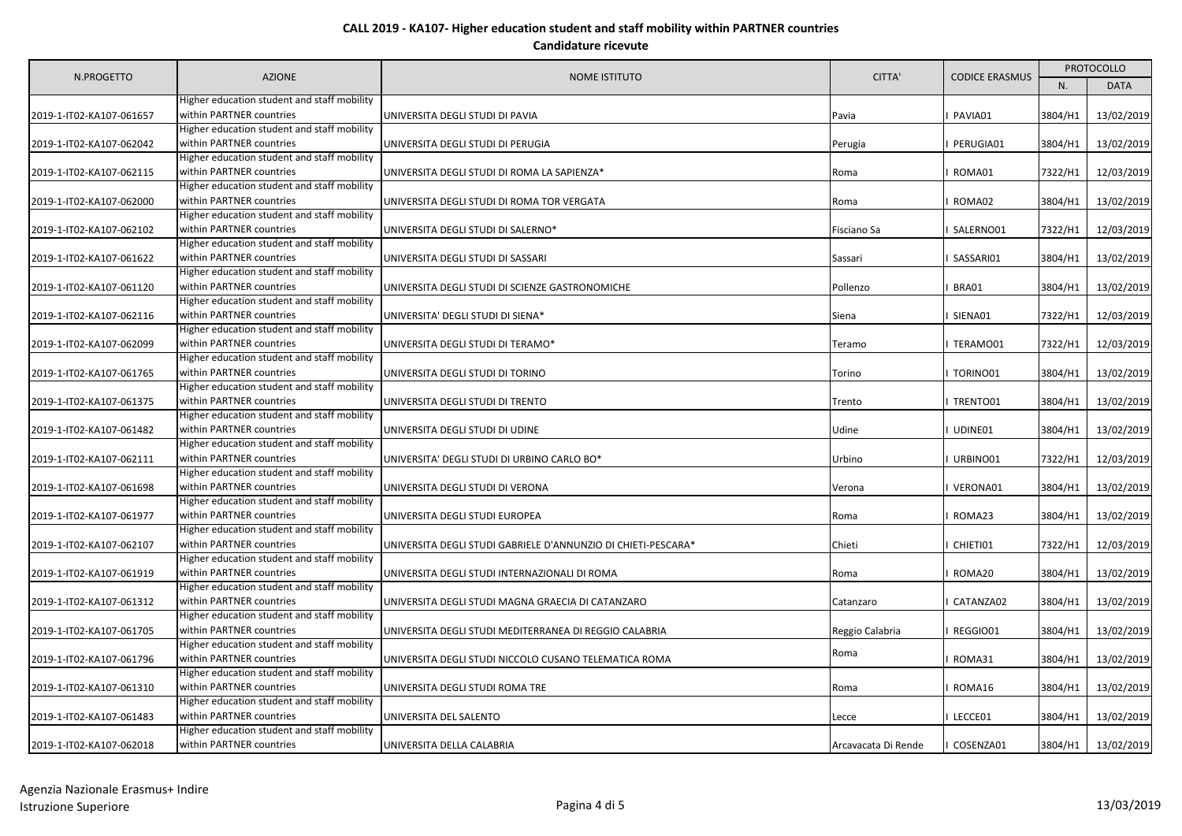**CALL 2019 - KA107- Higher education student and staff mobility within PARTNER countries**

**Candidature ricevute**

| N.PROGETTO | AZIONE | NOME ISTITUTO | CITTA' | CODICE ERASMUS | PROTOCOLLO | |
|---|---|---|---|---|---|---|
| | | | | | N. | DATA |
| 2019-1-IT02-KA107-061657 | Higher education student and staff mobility within PARTNER countries | UNIVERSITA DEGLI STUDI DI PAVIA | Pavia | I PAVIA01 | 3804/H1 | 13/02/2019 |
| 2019-1-IT02-KA107-062042 | Higher education student and staff mobility within PARTNER countries | UNIVERSITA DEGLI STUDI DI PERUGIA | Perugia | I PERUGIA01 | 3804/H1 | 13/02/2019 |
| 2019-1-IT02-KA107-062115 | Higher education student and staff mobility within PARTNER countries | UNIVERSITA DEGLI STUDI DI ROMA LA SAPIENZA* | Roma | I ROMA01 | 7322/H1 | 12/03/2019 |
| 2019-1-IT02-KA107-062000 | Higher education student and staff mobility within PARTNER countries | UNIVERSITA DEGLI STUDI DI ROMA TOR VERGATA | Roma | I ROMA02 | 3804/H1 | 13/02/2019 |
| 2019-1-IT02-KA107-062102 | Higher education student and staff mobility within PARTNER countries | UNIVERSITA DEGLI STUDI DI SALERNO* | Fisciano Sa | I SALERNO01 | 7322/H1 | 12/03/2019 |
| 2019-1-IT02-KA107-061622 | Higher education student and staff mobility within PARTNER countries | UNIVERSITA DEGLI STUDI DI SASSARI | Sassari | I SASSARI01 | 3804/H1 | 13/02/2019 |
| 2019-1-IT02-KA107-061120 | Higher education student and staff mobility within PARTNER countries | UNIVERSITA DEGLI STUDI DI SCIENZE GASTRONOMICHE | Pollenzo | I BRA01 | 3804/H1 | 13/02/2019 |
| 2019-1-IT02-KA107-062116 | Higher education student and staff mobility within PARTNER countries | UNIVERSITA' DEGLI STUDI DI SIENA* | Siena | I SIENA01 | 7322/H1 | 12/03/2019 |
| 2019-1-IT02-KA107-062099 | Higher education student and staff mobility within PARTNER countries | UNIVERSITA DEGLI STUDI DI TERAMO* | Teramo | I TERAMO01 | 7322/H1 | 12/03/2019 |
| 2019-1-IT02-KA107-061765 | Higher education student and staff mobility within PARTNER countries | UNIVERSITA DEGLI STUDI DI TORINO | Torino | I TORINO01 | 3804/H1 | 13/02/2019 |
| 2019-1-IT02-KA107-061375 | Higher education student and staff mobility within PARTNER countries | UNIVERSITA DEGLI STUDI DI TRENTO | Trento | I TRENTO01 | 3804/H1 | 13/02/2019 |
| 2019-1-IT02-KA107-061482 | Higher education student and staff mobility within PARTNER countries | UNIVERSITA DEGLI STUDI DI UDINE | Udine | I UDINE01 | 3804/H1 | 13/02/2019 |
| 2019-1-IT02-KA107-062111 | Higher education student and staff mobility within PARTNER countries | UNIVERSITA' DEGLI STUDI DI URBINO CARLO BO* | Urbino | I URBINO01 | 7322/H1 | 12/03/2019 |
| 2019-1-IT02-KA107-061698 | Higher education student and staff mobility within PARTNER countries | UNIVERSITA DEGLI STUDI DI VERONA | Verona | I VERONA01 | 3804/H1 | 13/02/2019 |
| 2019-1-IT02-KA107-061977 | Higher education student and staff mobility within PARTNER countries | UNIVERSITA DEGLI STUDI EUROPEA | Roma | I ROMA23 | 3804/H1 | 13/02/2019 |
| 2019-1-IT02-KA107-062107 | Higher education student and staff mobility within PARTNER countries | UNIVERSITA DEGLI STUDI GABRIELE D'ANNUNZIO DI CHIETI-PESCARA* | Chieti | I CHIETI01 | 7322/H1 | 12/03/2019 |
| 2019-1-IT02-KA107-061919 | Higher education student and staff mobility within PARTNER countries | UNIVERSITA DEGLI STUDI INTERNAZIONALI DI ROMA | Roma | I ROMA20 | 3804/H1 | 13/02/2019 |
| 2019-1-IT02-KA107-061312 | Higher education student and staff mobility within PARTNER countries | UNIVERSITA DEGLI STUDI MAGNA GRAECIA DI CATANZARO | Catanzaro | I CATANZA02 | 3804/H1 | 13/02/2019 |
| 2019-1-IT02-KA107-061705 | Higher education student and staff mobility within PARTNER countries | UNIVERSITA DEGLI STUDI MEDITERRANEA DI REGGIO CALABRIA | Reggio Calabria | I REGGIO01 | 3804/H1 | 13/02/2019 |
| 2019-1-IT02-KA107-061796 | Higher education student and staff mobility within PARTNER countries | UNIVERSITA DEGLI STUDI NICCOLO CUSANO TELEMATICA ROMA | Roma | I ROMA31 | 3804/H1 | 13/02/2019 |
| 2019-1-IT02-KA107-061310 | Higher education student and staff mobility within PARTNER countries | UNIVERSITA DEGLI STUDI ROMA TRE | Roma | I ROMA16 | 3804/H1 | 13/02/2019 |
| 2019-1-IT02-KA107-061483 | Higher education student and staff mobility within PARTNER countries | UNIVERSITA DEL SALENTO | Lecce | I LECCE01 | 3804/H1 | 13/02/2019 |
| 2019-1-IT02-KA107-062018 | Higher education student and staff mobility within PARTNER countries | UNIVERSITA DELLA CALABRIA | Arcavacata Di Rende | I COSENZA01 | 3804/H1 | 13/02/2019 |

Agenzia Nazionale Erasmus+ Indire
Istruzione Superiore

13/03/2019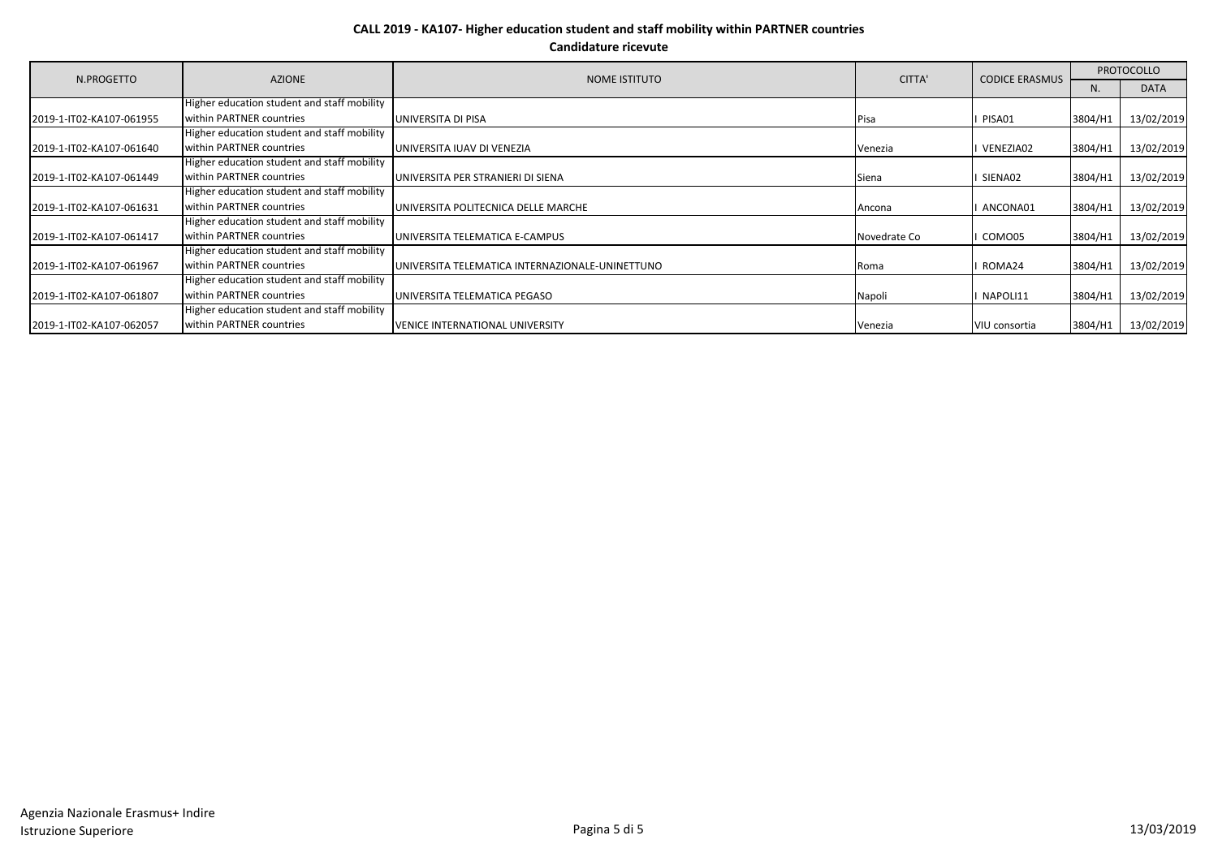**CALL 2019 - KA107- Higher education student and staff mobility within PARTNER countries**

**Candidature ricevute**

| N.PROGETTO | AZIONE | NOME ISTITUTO | CITTA' | CODICE ERASMUS | PROTOCOLLO | |
|---|---|---|---|---|---|---|
| | | | | | N. | DATA |
| 2019-1-IT02-KA107-061955 | Higher education student and staff mobility within PARTNER countries | UNIVERSITA DI PISA | Pisa | I PISA01 | 3804/H1 | 13/02/2019 |
| 2019-1-IT02-KA107-061640 | Higher education student and staff mobility within PARTNER countries | UNIVERSITA IUAV DI VENEZIA | Venezia | I VENEZIA02 | 3804/H1 | 13/02/2019 |
| 2019-1-IT02-KA107-061449 | Higher education student and staff mobility within PARTNER countries | UNIVERSITA PER STRANIERI DI SIENA | Siena | I SIENA02 | 3804/H1 | 13/02/2019 |
| 2019-1-IT02-KA107-061631 | Higher education student and staff mobility within PARTNER countries | UNIVERSITA POLITECNICA DELLE MARCHE | Ancona | I ANCONA01 | 3804/H1 | 13/02/2019 |
| 2019-1-IT02-KA107-061417 | Higher education student and staff mobility within PARTNER countries | UNIVERSITA TELEMATICA E-CAMPUS | Novedrate Co | I COMO05 | 3804/H1 | 13/02/2019 |
| 2019-1-IT02-KA107-061967 | Higher education student and staff mobility within PARTNER countries | UNIVERSITA TELEMATICA INTERNAZIONALE-UNINETTUNO | Roma | I ROMA24 | 3804/H1 | 13/02/2019 |
| 2019-1-IT02-KA107-061807 | Higher education student and staff mobility within PARTNER countries | UNIVERSITA TELEMATICA PEGASO | Napoli | I NAPOLI11 | 3804/H1 | 13/02/2019 |
| 2019-1-IT02-KA107-062057 | Higher education student and staff mobility within PARTNER countries | VENICE INTERNATIONAL UNIVERSITY | Venezia | VIU consortia | 3804/H1 | 13/02/2019 |

Agenzia Nazionale Erasmus+ Indire
Istruzione Superiore

13/03/2019